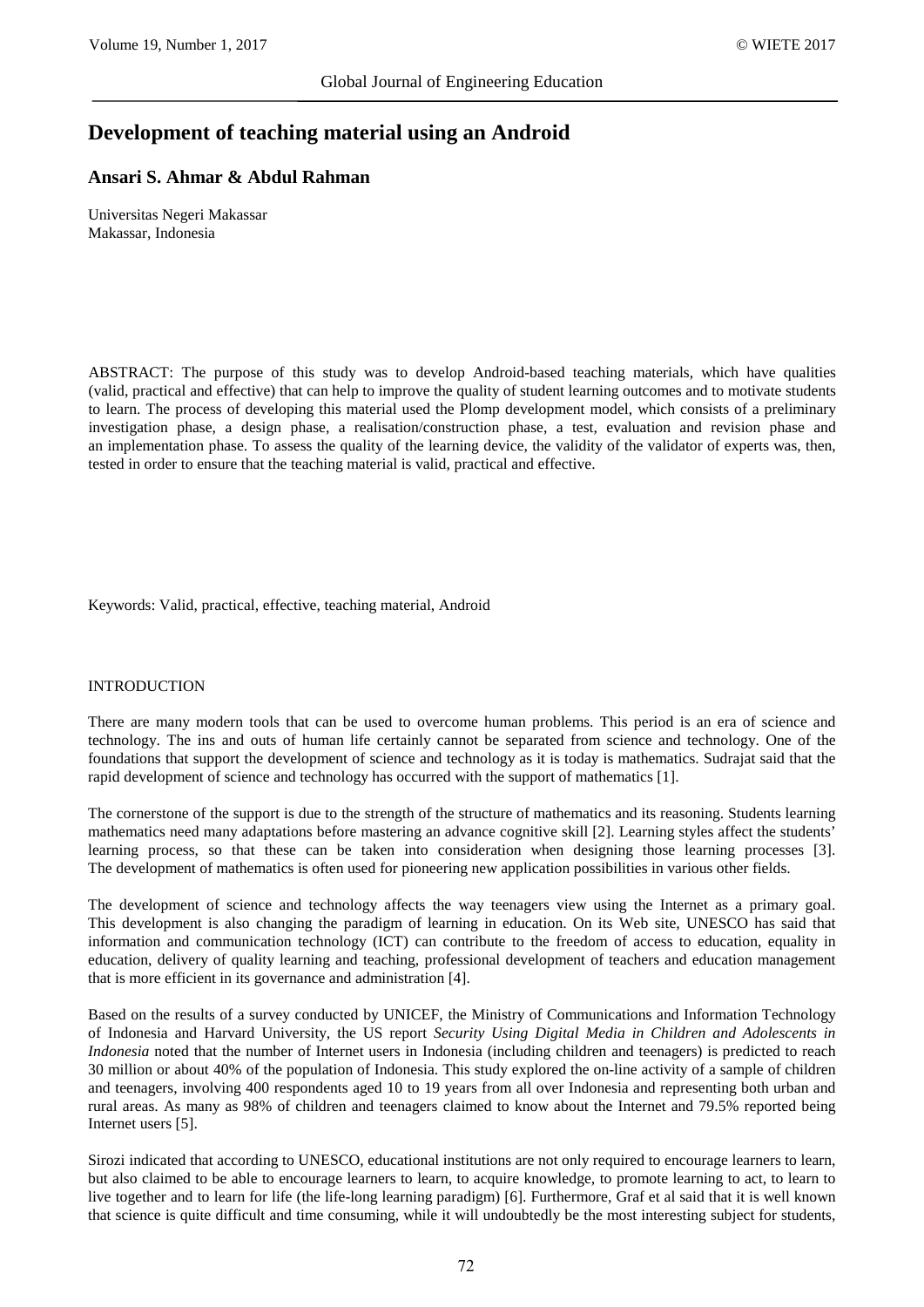# Development of teaching material using an Android

## Ansari S. Ahmar & Abdul Rahman

Universitas Negeri Makassar
Makassar, Indonesia

ABSTRACT: The purpose of this study was to develop Android-based teaching materials, which have qualities (valid, practical and effective) that can help to improve the quality of student learning outcomes and to motivate students to learn. The process of developing this material used the Plomp development model, which consists of a preliminary investigation phase, a design phase, a realisation/construction phase, a test, evaluation and revision phase and an implementation phase. To assess the quality of the learning device, the validity of the validator of experts was, then, tested in order to ensure that the teaching material is valid, practical and effective.

Keywords: Valid, practical, effective, teaching material, Android

## INTRODUCTION

There are many modern tools that can be used to overcome human problems. This period is an era of science and technology. The ins and outs of human life certainly cannot be separated from science and technology. One of the foundations that support the development of science and technology as it is today is mathematics. Sudrajat said that the rapid development of science and technology has occurred with the support of mathematics [1].

The cornerstone of the support is due to the strength of the structure of mathematics and its reasoning. Students learning mathematics need many adaptations before mastering an advance cognitive skill [2]. Learning styles affect the students' learning process, so that these can be taken into consideration when designing those learning processes [3]. The development of mathematics is often used for pioneering new application possibilities in various other fields.

The development of science and technology affects the way teenagers view using the Internet as a primary goal. This development is also changing the paradigm of learning in education. On its Web site, UNESCO has said that information and communication technology (ICT) can contribute to the freedom of access to education, equality in education, delivery of quality learning and teaching, professional development of teachers and education management that is more efficient in its governance and administration [4].

Based on the results of a survey conducted by UNICEF, the Ministry of Communications and Information Technology of Indonesia and Harvard University, the US report *Security Using Digital Media in Children and Adolescents in Indonesia* noted that the number of Internet users in Indonesia (including children and teenagers) is predicted to reach 30 million or about 40% of the population of Indonesia. This study explored the on-line activity of a sample of children and teenagers, involving 400 respondents aged 10 to 19 years from all over Indonesia and representing both urban and rural areas. As many as 98% of children and teenagers claimed to know about the Internet and 79.5% reported being Internet users [5].

Sirozi indicated that according to UNESCO, educational institutions are not only required to encourage learners to learn, but also claimed to be able to encourage learners to learn, to acquire knowledge, to promote learning to act, to learn to live together and to learn for life (the life-long learning paradigm) [6]. Furthermore, Graf et al said that it is well known that science is quite difficult and time consuming, while it will undoubtedly be the most interesting subject for students,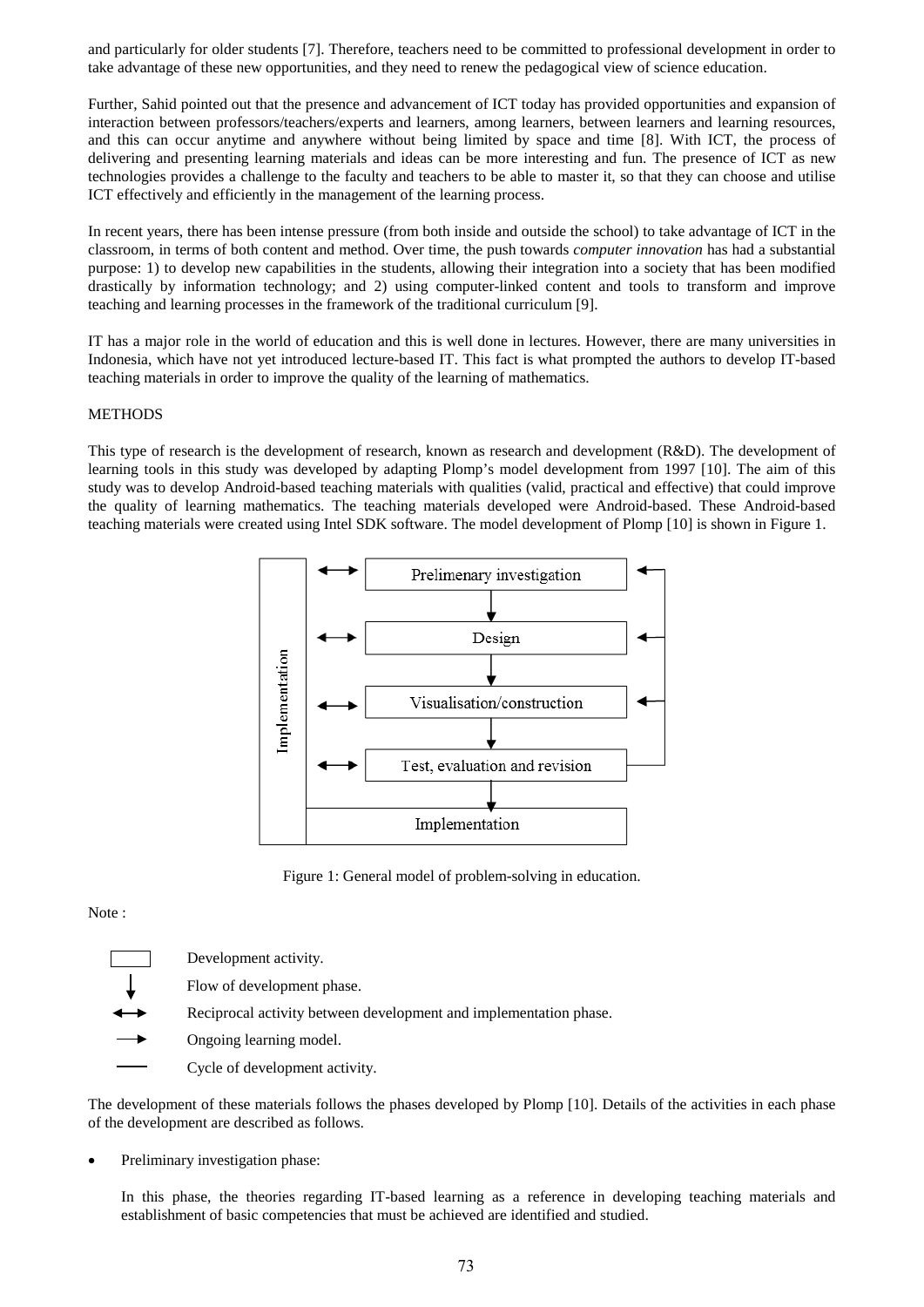and particularly for older students [7]. Therefore, teachers need to be committed to professional development in order to take advantage of these new opportunities, and they need to renew the pedagogical view of science education.

Further, Sahid pointed out that the presence and advancement of ICT today has provided opportunities and expansion of interaction between professors/teachers/experts and learners, among learners, between learners and learning resources, and this can occur anytime and anywhere without being limited by space and time [8]. With ICT, the process of delivering and presenting learning materials and ideas can be more interesting and fun. The presence of ICT as new technologies provides a challenge to the faculty and teachers to be able to master it, so that they can choose and utilise ICT effectively and efficiently in the management of the learning process.

In recent years, there has been intense pressure (from both inside and outside the school) to take advantage of ICT in the classroom, in terms of both content and method. Over time, the push towards *computer innovation* has had a substantial purpose: 1) to develop new capabilities in the students, allowing their integration into a society that has been modified drastically by information technology; and 2) using computer-linked content and tools to transform and improve teaching and learning processes in the framework of the traditional curriculum [9].

IT has a major role in the world of education and this is well done in lectures. However, there are many universities in Indonesia, which have not yet introduced lecture-based IT. This fact is what prompted the authors to develop IT-based teaching materials in order to improve the quality of the learning of mathematics.

## METHODS

This type of research is the development of research, known as research and development (R&D). The development of learning tools in this study was developed by adapting Plomp's model development from 1997 [10]. The aim of this study was to develop Android-based teaching materials with qualities (valid, practical and effective) that could improve the quality of learning mathematics. The teaching materials developed were Android-based. These Android-based teaching materials were created using Intel SDK software. The model development of Plomp [10] is shown in Figure 1.

Figure 1: General model of problem-solving in education.

Note :

- Development activity.
- Flow of development phase.
- Reciprocal activity between development and implementation phase.
- Ongoing learning model.
- Cycle of development activity.

The development of these materials follows the phases developed by Plomp [10]. Details of the activities in each phase of the development are described as follows.

- Preliminary investigation phase:

  In this phase, the theories regarding IT-based learning as a reference in developing teaching materials and establishment of basic competencies that must be achieved are identified and studied.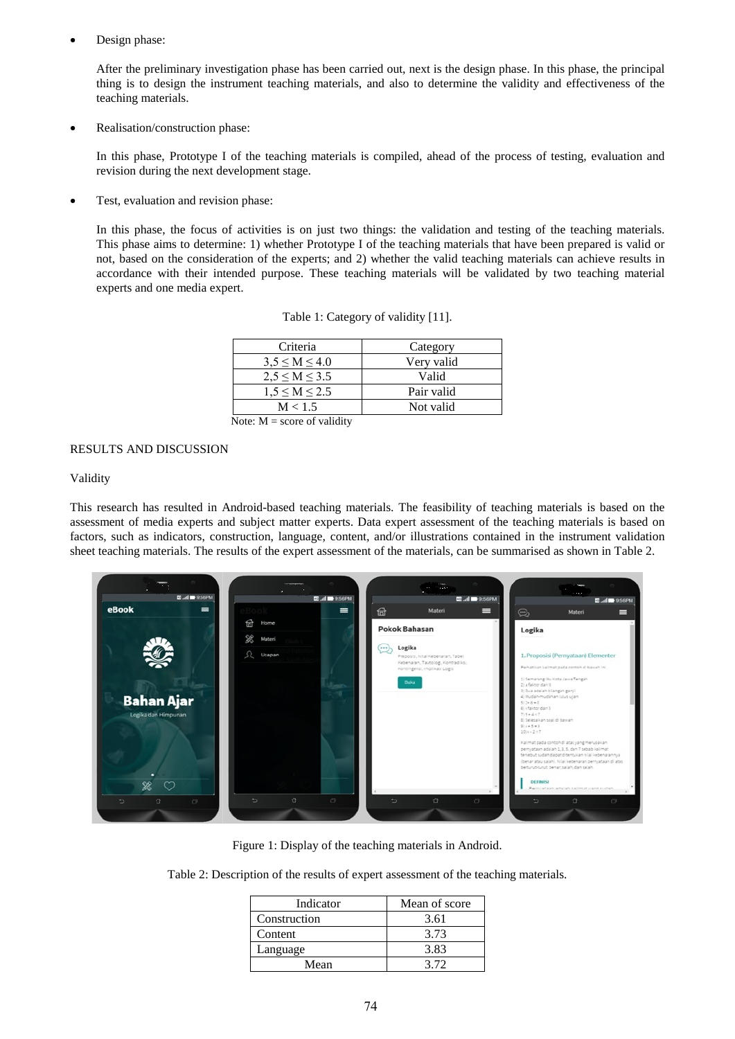- Design phase:

  After the preliminary investigation phase has been carried out, next is the design phase. In this phase, the principal thing is to design the instrument teaching materials, and also to determine the validity and effectiveness of the teaching materials.

- Realisation/construction phase:

  In this phase, Prototype I of the teaching materials is compiled, ahead of the process of testing, evaluation and revision during the next development stage.

- Test, evaluation and revision phase:

  In this phase, the focus of activities is on just two things: the validation and testing of the teaching materials. This phase aims to determine: 1) whether Prototype I of the teaching materials that have been prepared is valid or not, based on the consideration of the experts; and 2) whether the valid teaching materials can achieve results in accordance with their intended purpose. These teaching materials will be validated by two teaching material experts and one media expert.

Table 1: Category of validity [11].

| Criteria | Category |
| --- | --- |
| $3,5 \leq M \leq 4.0$ | Very valid |
| $2,5 \leq M \leq 3.5$ | Valid |
| $1,5 \leq M \leq 2.5$ | Pair valid |
| $M < 1.5$ | Not valid |

Note: M = score of validity

## RESULTS AND DISCUSSION

### Validity

This research has resulted in Android-based teaching materials. The feasibility of teaching materials is based on the assessment of media experts and subject matter experts. Data expert assessment of the teaching materials is based on factors, such as indicators, construction, language, content, and/or illustrations contained in the instrument validation sheet teaching materials. The results of the expert assessment of the materials, can be summarised as shown in Table 2.

Figure 1: Display of the teaching materials in Android.

Table 2: Description of the results of expert assessment of the teaching materials.

| Indicator | Mean of score |
| --- | --- |
| Construction | 3.61 |
| Content | 3.73 |
| Language | 3.83 |
| Mean | 3.72 |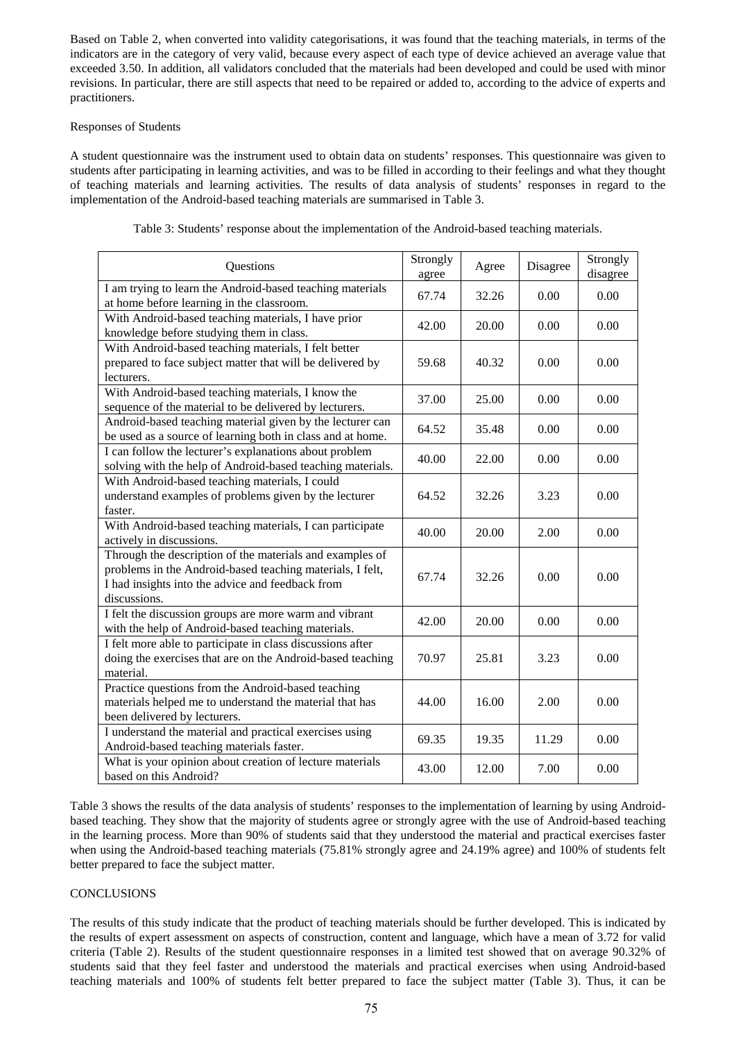Based on Table 2, when converted into validity categorisations, it was found that the teaching materials, in terms of the indicators are in the category of very valid, because every aspect of each type of device achieved an average value that exceeded 3.50. In addition, all validators concluded that the materials had been developed and could be used with minor revisions. In particular, there are still aspects that need to be repaired or added to, according to the advice of experts and practitioners.

Responses of Students

A student questionnaire was the instrument used to obtain data on students' responses. This questionnaire was given to students after participating in learning activities, and was to be filled in according to their feelings and what they thought of teaching materials and learning activities. The results of data analysis of students' responses in regard to the implementation of the Android-based teaching materials are summarised in Table 3.

Table 3: Students' response about the implementation of the Android-based teaching materials.

| Questions | Strongly agree | Agree | Disagree | Strongly disagree |
|---|---|---|---|---|
| I am trying to learn the Android-based teaching materials at home before learning in the classroom. | 67.74 | 32.26 | 0.00 | 0.00 |
| With Android-based teaching materials, I have prior knowledge before studying them in class. | 42.00 | 20.00 | 0.00 | 0.00 |
| With Android-based teaching materials, I felt better prepared to face subject matter that will be delivered by lecturers. | 59.68 | 40.32 | 0.00 | 0.00 |
| With Android-based teaching materials, I know the sequence of the material to be delivered by lecturers. | 37.00 | 25.00 | 0.00 | 0.00 |
| Android-based teaching material given by the lecturer can be used as a source of learning both in class and at home. | 64.52 | 35.48 | 0.00 | 0.00 |
| I can follow the lecturer's explanations about problem solving with the help of Android-based teaching materials. | 40.00 | 22.00 | 0.00 | 0.00 |
| With Android-based teaching materials, I could understand examples of problems given by the lecturer faster. | 64.52 | 32.26 | 3.23 | 0.00 |
| With Android-based teaching materials, I can participate actively in discussions. | 40.00 | 20.00 | 2.00 | 0.00 |
| Through the description of the materials and examples of problems in the Android-based teaching materials, I felt, I had insights into the advice and feedback from discussions. | 67.74 | 32.26 | 0.00 | 0.00 |
| I felt the discussion groups are more warm and vibrant with the help of Android-based teaching materials. | 42.00 | 20.00 | 0.00 | 0.00 |
| I felt more able to participate in class discussions after doing the exercises that are on the Android-based teaching material. | 70.97 | 25.81 | 3.23 | 0.00 |
| Practice questions from the Android-based teaching materials helped me to understand the material that has been delivered by lecturers. | 44.00 | 16.00 | 2.00 | 0.00 |
| I understand the material and practical exercises using Android-based teaching materials faster. | 69.35 | 19.35 | 11.29 | 0.00 |
| What is your opinion about creation of lecture materials based on this Android? | 43.00 | 12.00 | 7.00 | 0.00 |

Table 3 shows the results of the data analysis of students' responses to the implementation of learning by using Android-based teaching. They show that the majority of students agree or strongly agree with the use of Android-based teaching in the learning process. More than 90% of students said that they understood the material and practical exercises faster when using the Android-based teaching materials (75.81% strongly agree and 24.19% agree) and 100% of students felt better prepared to face the subject matter.

## CONCLUSIONS

The results of this study indicate that the product of teaching materials should be further developed. This is indicated by the results of expert assessment on aspects of construction, content and language, which have a mean of 3.72 for valid criteria (Table 2). Results of the student questionnaire responses in a limited test showed that on average 90.32% of students said that they feel faster and understood the materials and practical exercises when using Android-based teaching materials and 100% of students felt better prepared to face the subject matter (Table 3). Thus, it can be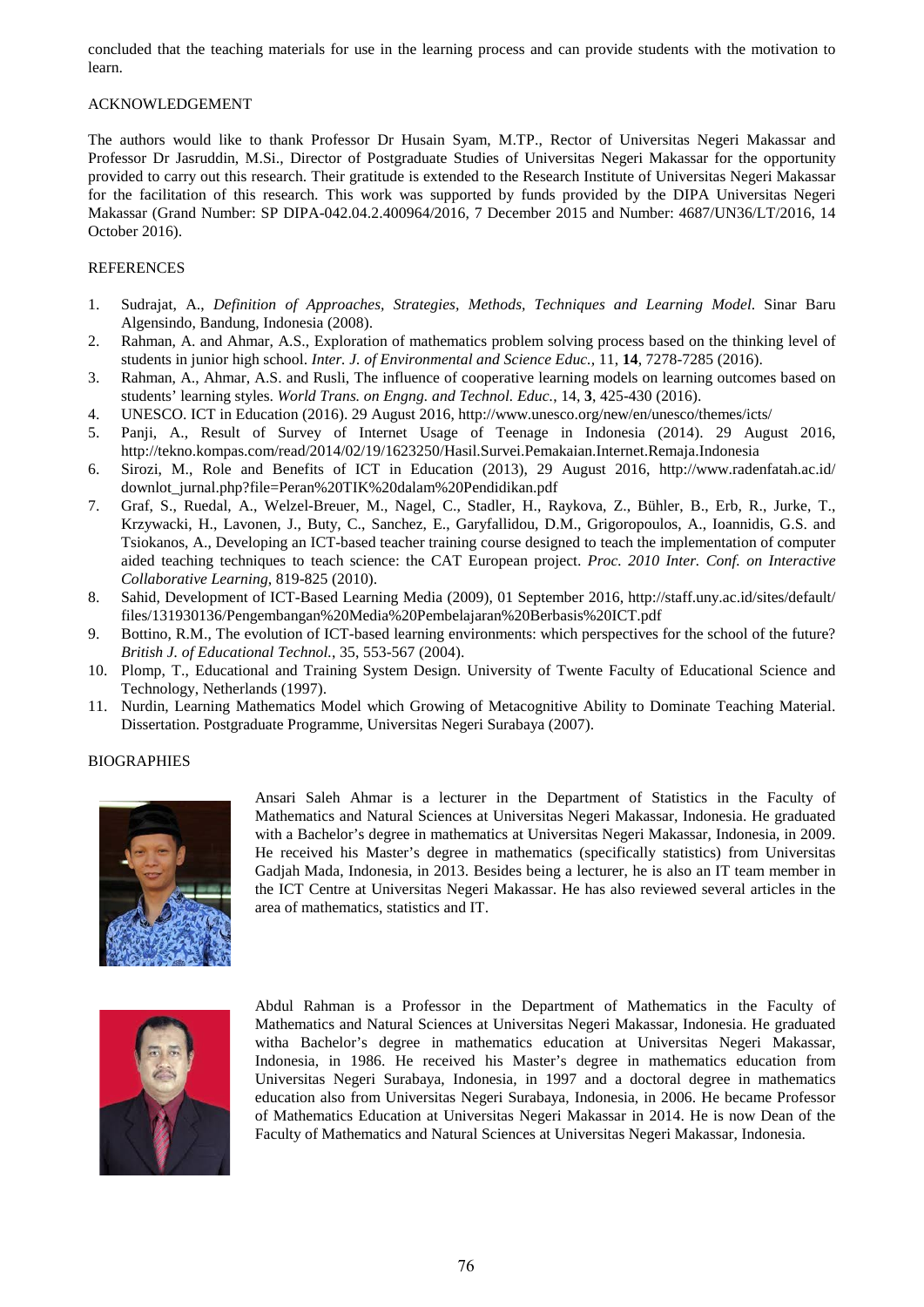concluded that the teaching materials for use in the learning process and can provide students with the motivation to learn.

## ACKNOWLEDGEMENT

The authors would like to thank Professor Dr Husain Syam, M.TP., Rector of Universitas Negeri Makassar and Professor Dr Jasruddin, M.Si., Director of Postgraduate Studies of Universitas Negeri Makassar for the opportunity provided to carry out this research. Their gratitude is extended to the Research Institute of Universitas Negeri Makassar for the facilitation of this research. This work was supported by funds provided by the DIPA Universitas Negeri Makassar (Grand Number: SP DIPA-042.04.2.400964/2016, 7 December 2015 and Number: 4687/UN36/LT/2016, 14 October 2016).

## REFERENCES

1. Sudrajat, A., *Definition of Approaches, Strategies, Methods, Techniques and Learning Model*. Sinar Baru Algensindo, Bandung, Indonesia (2008).
2. Rahman, A. and Ahmar, A.S., Exploration of mathematics problem solving process based on the thinking level of students in junior high school. *Inter. J. of Environmental and Science Educ.*, 11, **14**, 7278-7285 (2016).
3. Rahman, A., Ahmar, A.S. and Rusli, The influence of cooperative learning models on learning outcomes based on students' learning styles. *World Trans. on Engng. and Technol. Educ.*, 14, **3**, 425-430 (2016).
4. UNESCO. ICT in Education (2016). 29 August 2016, http://www.unesco.org/new/en/unesco/themes/icts/
5. Panji, A., Result of Survey of Internet Usage of Teenage in Indonesia (2014). 29 August 2016, http://tekno.kompas.com/read/2014/02/19/1623250/Hasil.Survei.Pemakaian.Internet.Remaja.Indonesia
6. Sirozi, M., Role and Benefits of ICT in Education (2013), 29 August 2016, http://www.radenfatah.ac.id/downlot_jurnal.php?file=Peran%20TIK%20dalam%20Pendidikan.pdf
7. Graf, S., Ruedal, A., Welzel-Breuer, M., Nagel, C., Stadler, H., Raykova, Z., Bühler, B., Erb, R., Jurke, T., Krzywacki, H., Lavonen, J., Buty, C., Sanchez, E., Garyfallidou, D.M., Grigoropoulos, A., Ioannidis, G.S. and Tsiokanos, A., Developing an ICT-based teacher training course designed to teach the implementation of computer aided teaching techniques to teach science: the CAT European project. *Proc. 2010 Inter. Conf. on Interactive Collaborative Learning*, 819-825 (2010).
8. Sahid, Development of ICT-Based Learning Media (2009), 01 September 2016, http://staff.uny.ac.id/sites/default/files/131930136/Pengembangan%20Media%20Pembelajaran%20Berbasis%20ICT.pdf
9. Bottino, R.M., The evolution of ICT-based learning environments: which perspectives for the school of the future? *British J. of Educational Technol.*, 35, 553-567 (2004).
10. Plomp, T., Educational and Training System Design. University of Twente Faculty of Educational Science and Technology, Netherlands (1997).
11. Nurdin, Learning Mathematics Model which Growing of Metacognitive Ability to Dominate Teaching Material. Dissertation. Postgraduate Programme, Universitas Negeri Surabaya (2007).

## BIOGRAPHIES

Ansari Saleh Ahmar is a lecturer in the Department of Statistics in the Faculty of Mathematics and Natural Sciences at Universitas Negeri Makassar, Indonesia. He graduated with a Bachelor's degree in mathematics at Universitas Negeri Makassar, Indonesia, in 2009. He received his Master's degree in mathematics (specifically statistics) from Universitas Gadjah Mada, Indonesia, in 2013. Besides being a lecturer, he is also an IT team member in the ICT Centre at Universitas Negeri Makassar. He has also reviewed several articles in the area of mathematics, statistics and IT.

Abdul Rahman is a Professor in the Department of Mathematics in the Faculty of Mathematics and Natural Sciences at Universitas Negeri Makassar, Indonesia. He graduated witha Bachelor's degree in mathematics education at Universitas Negeri Makassar, Indonesia, in 1986. He received his Master's degree in mathematics education from Universitas Negeri Surabaya, Indonesia, in 1997 and a doctoral degree in mathematics education also from Universitas Negeri Surabaya, Indonesia, in 2006. He became Professor of Mathematics Education at Universitas Negeri Makassar in 2014. He is now Dean of the Faculty of Mathematics and Natural Sciences at Universitas Negeri Makassar, Indonesia.